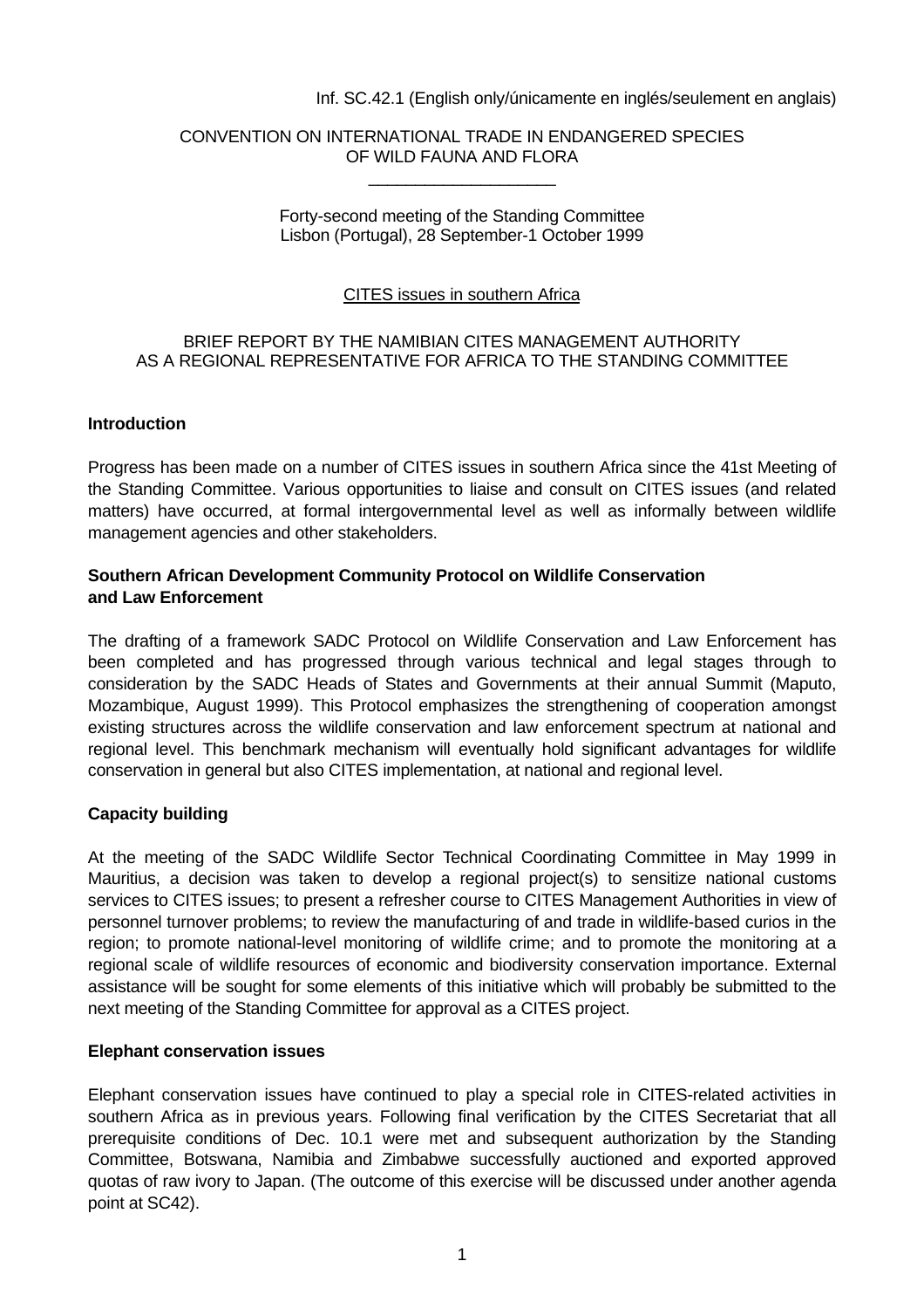Inf. SC.42.1 (English only/únicamente en inglés/seulement en anglais)

CONVENTION ON INTERNATIONAL TRADE IN ENDANGERED SPECIES
OF WILD FAUNA AND FLORA

Forty-second meeting of the Standing Committee
Lisbon (Portugal), 28 September-1 October 1999

CITES issues in southern Africa

BRIEF REPORT BY THE NAMIBIAN CITES MANAGEMENT AUTHORITY
AS A REGIONAL REPRESENTATIVE FOR AFRICA TO THE STANDING COMMITTEE

**Introduction**

Progress has been made on a number of CITES issues in southern Africa since the 41st Meeting of the Standing Committee. Various opportunities to liaise and consult on CITES issues (and related matters) have occurred, at formal intergovernmental level as well as informally between wildlife management agencies and other stakeholders.

**Southern African Development Community Protocol on Wildlife Conservation and Law Enforcement**

The drafting of a framework SADC Protocol on Wildlife Conservation and Law Enforcement has been completed and has progressed through various technical and legal stages through to consideration by the SADC Heads of States and Governments at their annual Summit (Maputo, Mozambique, August 1999). This Protocol emphasizes the strengthening of cooperation amongst existing structures across the wildlife conservation and law enforcement spectrum at national and regional level. This benchmark mechanism will eventually hold significant advantages for wildlife conservation in general but also CITES implementation, at national and regional level.

**Capacity building**

At the meeting of the SADC Wildlife Sector Technical Coordinating Committee in May 1999 in Mauritius, a decision was taken to develop a regional project(s) to sensitize national customs services to CITES issues; to present a refresher course to CITES Management Authorities in view of personnel turnover problems; to review the manufacturing of and trade in wildlife-based curios in the region; to promote national-level monitoring of wildlife crime; and to promote the monitoring at a regional scale of wildlife resources of economic and biodiversity conservation importance. External assistance will be sought for some elements of this initiative which will probably be submitted to the next meeting of the Standing Committee for approval as a CITES project.

**Elephant conservation issues**

Elephant conservation issues have continued to play a special role in CITES-related activities in southern Africa as in previous years. Following final verification by the CITES Secretariat that all prerequisite conditions of Dec. 10.1 were met and subsequent authorization by the Standing Committee, Botswana, Namibia and Zimbabwe successfully auctioned and exported approved quotas of raw ivory to Japan. (The outcome of this exercise will be discussed under another agenda point at SC42).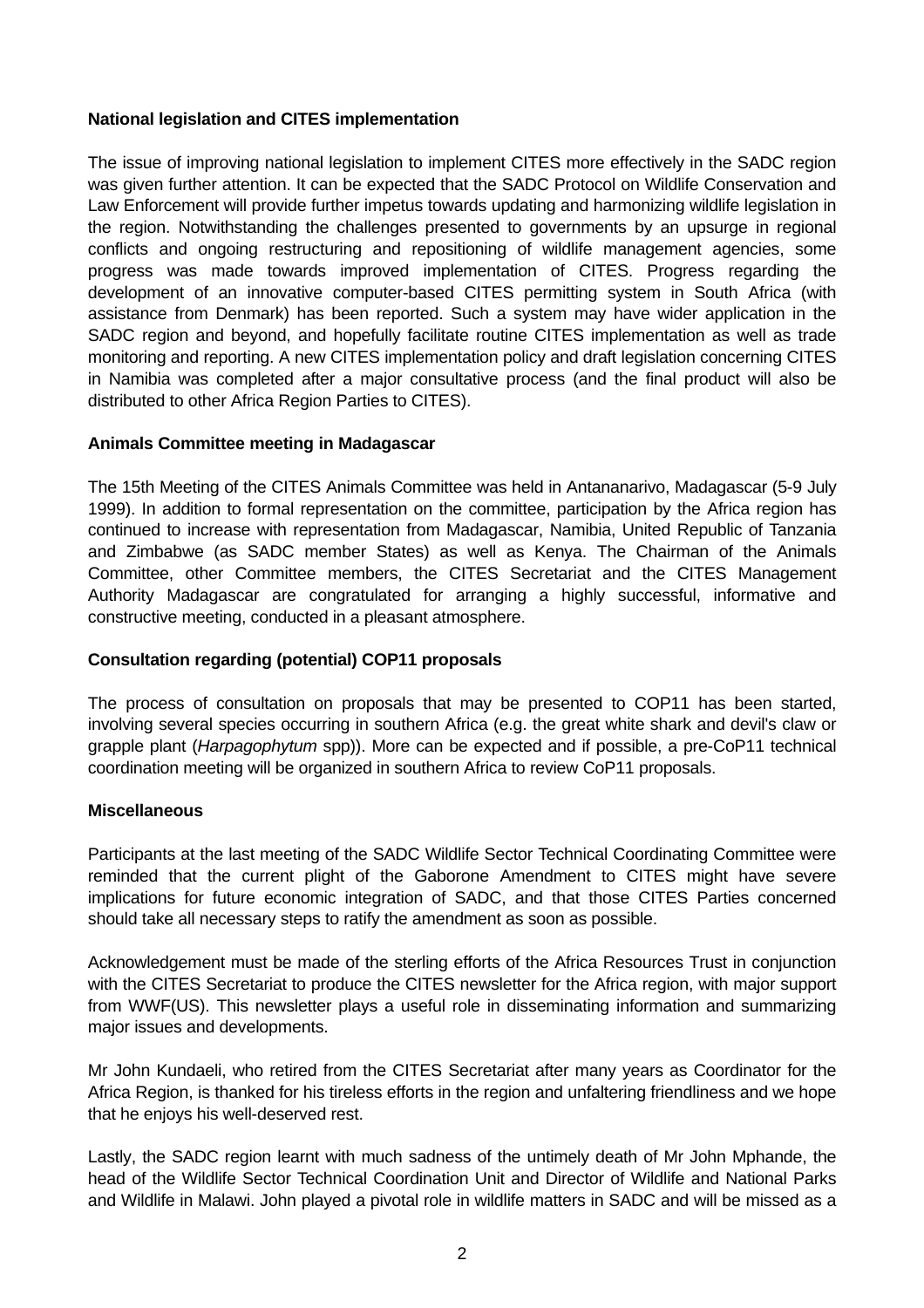**National legislation and CITES implementation**

The issue of improving national legislation to implement CITES more effectively in the SADC region was given further attention. It can be expected that the SADC Protocol on Wildlife Conservation and Law Enforcement will provide further impetus towards updating and harmonizing wildlife legislation in the region. Notwithstanding the challenges presented to governments by an upsurge in regional conflicts and ongoing restructuring and repositioning of wildlife management agencies, some progress was made towards improved implementation of CITES. Progress regarding the development of an innovative computer-based CITES permitting system in South Africa (with assistance from Denmark) has been reported. Such a system may have wider application in the SADC region and beyond, and hopefully facilitate routine CITES implementation as well as trade monitoring and reporting. A new CITES implementation policy and draft legislation concerning CITES in Namibia was completed after a major consultative process (and the final product will also be distributed to other Africa Region Parties to CITES).

**Animals Committee meeting in Madagascar**

The 15th Meeting of the CITES Animals Committee was held in Antananarivo, Madagascar (5-9 July 1999). In addition to formal representation on the committee, participation by the Africa region has continued to increase with representation from Madagascar, Namibia, United Republic of Tanzania and Zimbabwe (as SADC member States) as well as Kenya. The Chairman of the Animals Committee, other Committee members, the CITES Secretariat and the CITES Management Authority Madagascar are congratulated for arranging a highly successful, informative and constructive meeting, conducted in a pleasant atmosphere.

**Consultation regarding (potential) COP11 proposals**

The process of consultation on proposals that may be presented to COP11 has been started, involving several species occurring in southern Africa (e.g. the great white shark and devil's claw or grapple plant (*Harpagophytum* spp)). More can be expected and if possible, a pre-CoP11 technical coordination meeting will be organized in southern Africa to review CoP11 proposals.

**Miscellaneous**

Participants at the last meeting of the SADC Wildlife Sector Technical Coordinating Committee were reminded that the current plight of the Gaborone Amendment to CITES might have severe implications for future economic integration of SADC, and that those CITES Parties concerned should take all necessary steps to ratify the amendment as soon as possible.

Acknowledgement must be made of the sterling efforts of the Africa Resources Trust in conjunction with the CITES Secretariat to produce the CITES newsletter for the Africa region, with major support from WWF(US). This newsletter plays a useful role in disseminating information and summarizing major issues and developments.

Mr John Kundaeli, who retired from the CITES Secretariat after many years as Coordinator for the Africa Region, is thanked for his tireless efforts in the region and unfaltering friendliness and we hope that he enjoys his well-deserved rest.

Lastly, the SADC region learnt with much sadness of the untimely death of Mr John Mphande, the head of the Wildlife Sector Technical Coordination Unit and Director of Wildlife and National Parks and Wildlife in Malawi. John played a pivotal role in wildlife matters in SADC and will be missed as a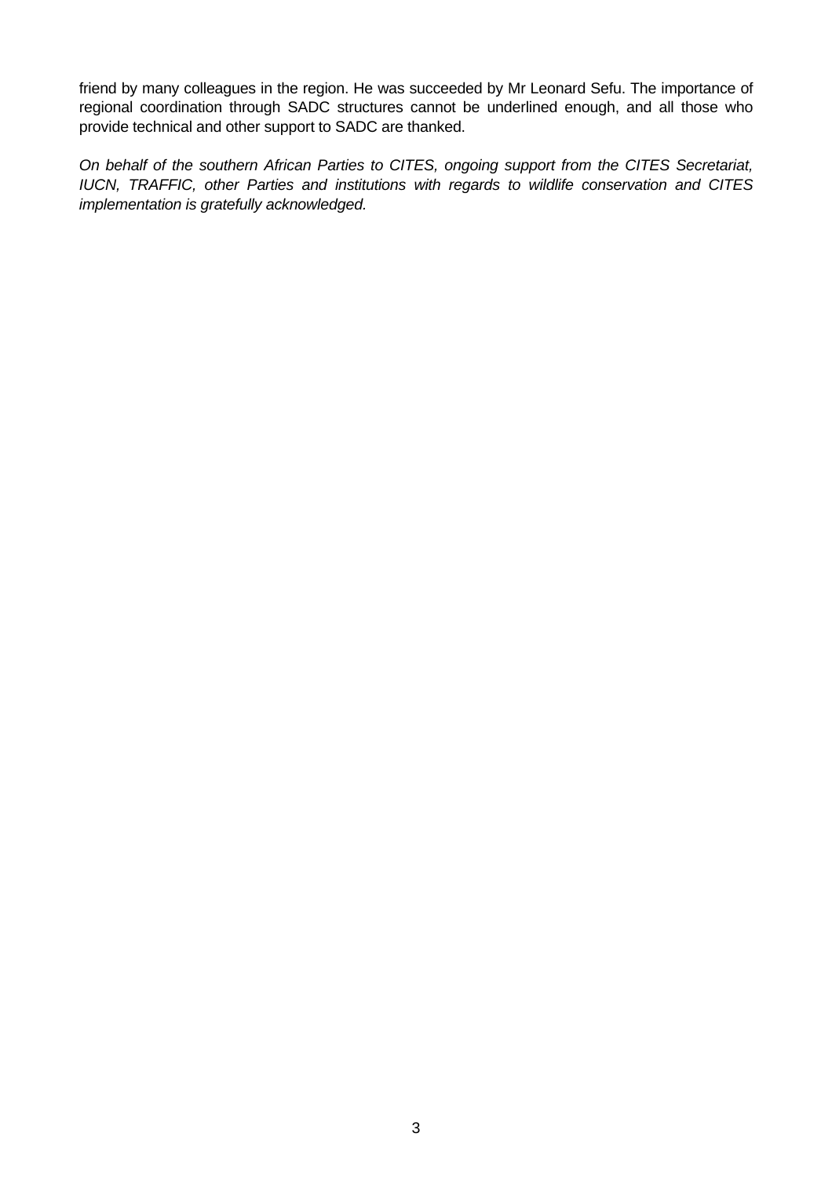friend by many colleagues in the region. He was succeeded by Mr Leonard Sefu. The importance of regional coordination through SADC structures cannot be underlined enough, and all those who provide technical and other support to SADC are thanked.

*On behalf of the southern African Parties to CITES, ongoing support from the CITES Secretariat, IUCN, TRAFFIC, other Parties and institutions with regards to wildlife conservation and CITES implementation is gratefully acknowledged.*